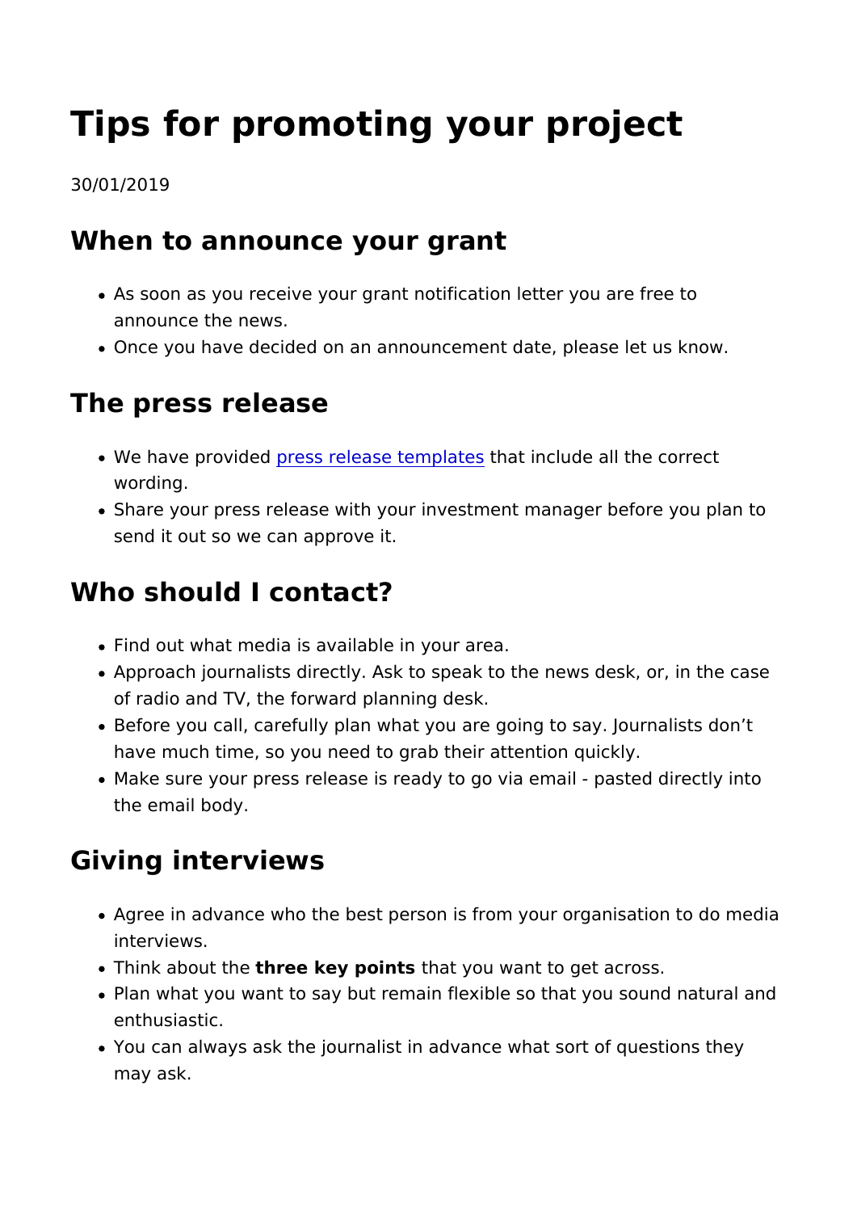# Tips for promoting your project

30/01/2019

## When to announce your grant

- As soon as you receive your grant notification letter you are free to announce the news.
- Once you have decided on an announcement date, please let us know.

## The press release

- We have provided press release templates that include all the correct wording.
- Share your press release with your investment manager before you plan to send it out so we can approve it.

## Who should I contact?

- Find out what media is available in your area.
- Approach journalists directly. Ask to speak to the news desk, or, in the case of radio and TV, the forward planning desk.
- Before you call, carefully plan what you are going to say. Journalists don’t have much time, so you need to grab their attention quickly.
- Make sure your press release is ready to go via email - pasted directly into the email body.

## Giving interviews

- Agree in advance who the best person is from your organisation to do media interviews.
- Think about the **three key points** that you want to get across.
- Plan what you want to say but remain flexible so that you sound natural and enthusiastic.
- You can always ask the journalist in advance what sort of questions they may ask.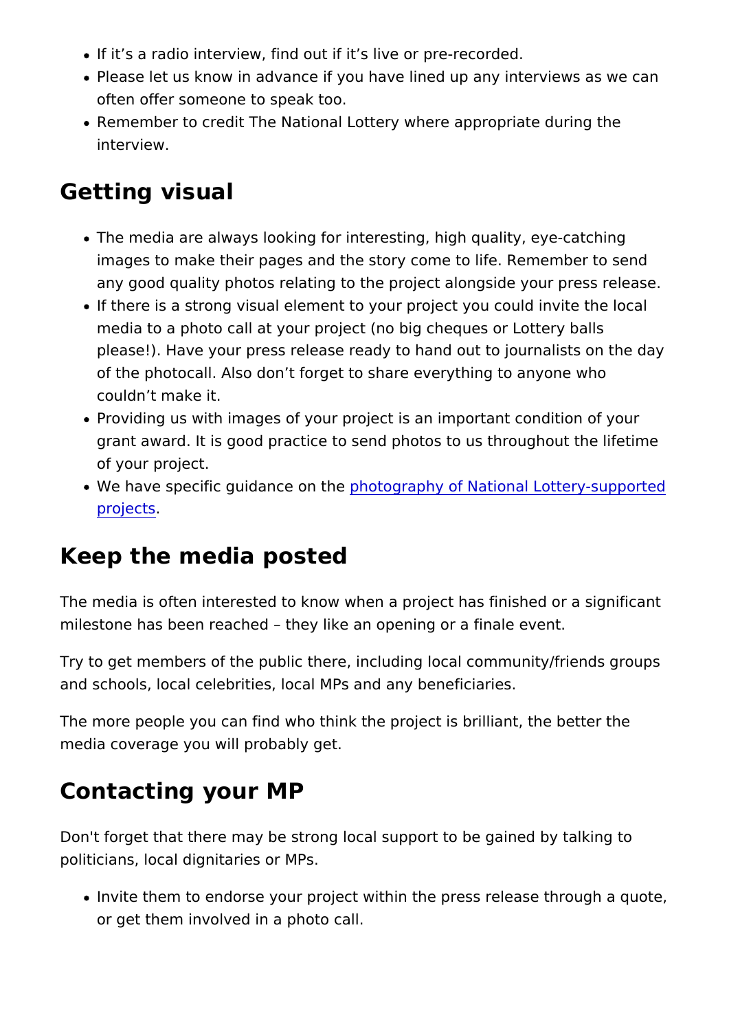- If it's a radio interview, find out if it's live or pre-recorded.
- Please let us know in advance if you have lined up any interviews as we can often offer someone to speak too.
- Remember to credit The National Lottery where appropriate during the interview.

## Getting visual

- The media are always looking for interesting, high quality, eye-catching images to make their pages and the story come to life. Remember to send any good quality photos relating to the project alongside your press release.
- If there is a strong visual element to your project you could invite the local media to a photo call at your project (no big cheques or Lottery balls please!). Have your press release ready to hand out to journalists on the day of the photocall. Also don't forget to share everything to anyone who couldn't make it.
- Providing us with images of your project is an important condition of your grant award. It is good practice to send photos to us throughout the lifetime of your project.
- We have specific guidance on the photography of National Lottery-supported projects.

## Keep the media posted

The media is often interested to know when a project has finished or a significant milestone has been reached – they like an opening or a finale event.

Try to get members of the public there, including local community/friends groups and schools, local celebrities, local MPs and any beneficiaries.

The more people you can find who think the project is brilliant, the better the media coverage you will probably get.

## Contacting your MP

Don't forget that there may be strong local support to be gained by talking to politicians, local dignitaries or MPs.

- Invite them to endorse your project within the press release through a quote, or get them involved in a photo call.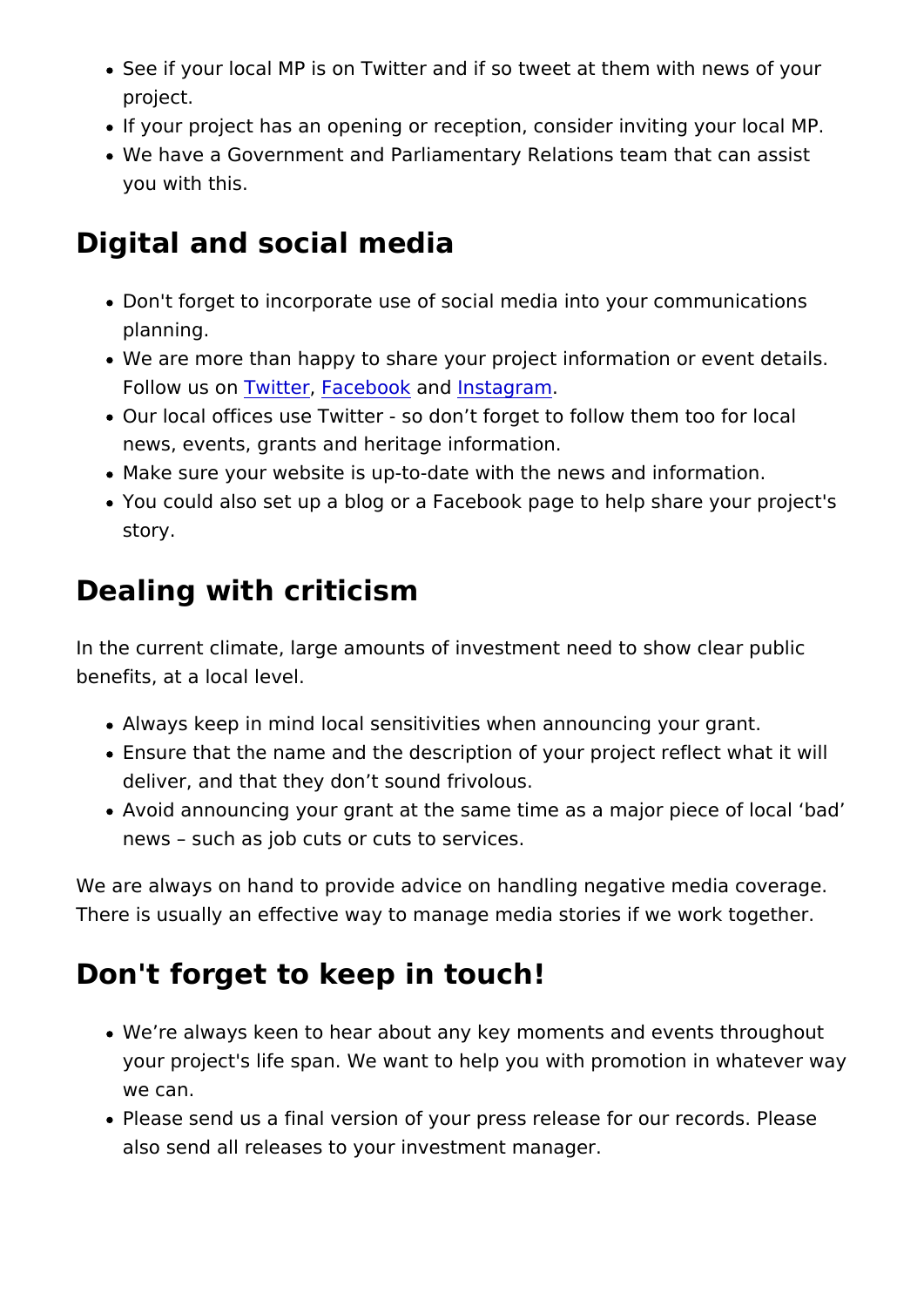- See if your local MP is on Twitter and if so tweet at them with news of your project.
- If your project has an opening or reception, consider inviting your local MP.
- We have a Government and Parliamentary Relations team that can assist you with this.

## Digital and social media

- Don't forget to incorporate use of social media into your communications planning.
- We are more than happy to share your project information or event details. Follow us on Twitter, Facebook and Instagram.
- Our local offices use Twitter - so don't forget to follow them too for local news, events, grants and heritage information.
- Make sure your website is up-to-date with the news and information.
- You could also set up a blog or a Facebook page to help share your project's story.

## Dealing with criticism

In the current climate, large amounts of investment need to show clear public benefits, at a local level.

- Always keep in mind local sensitivities when announcing your grant.
- Ensure that the name and the description of your project reflect what it will deliver, and that they don't sound frivolous.
- Avoid announcing your grant at the same time as a major piece of local 'bad' news – such as job cuts or cuts to services.

We are always on hand to provide advice on handling negative media coverage. There is usually an effective way to manage media stories if we work together.

## Don't forget to keep in touch!

- We're always keen to hear about any key moments and events throughout your project's life span. We want to help you with promotion in whatever way we can.
- Please send us a final version of your press release for our records. Please also send all releases to your investment manager.